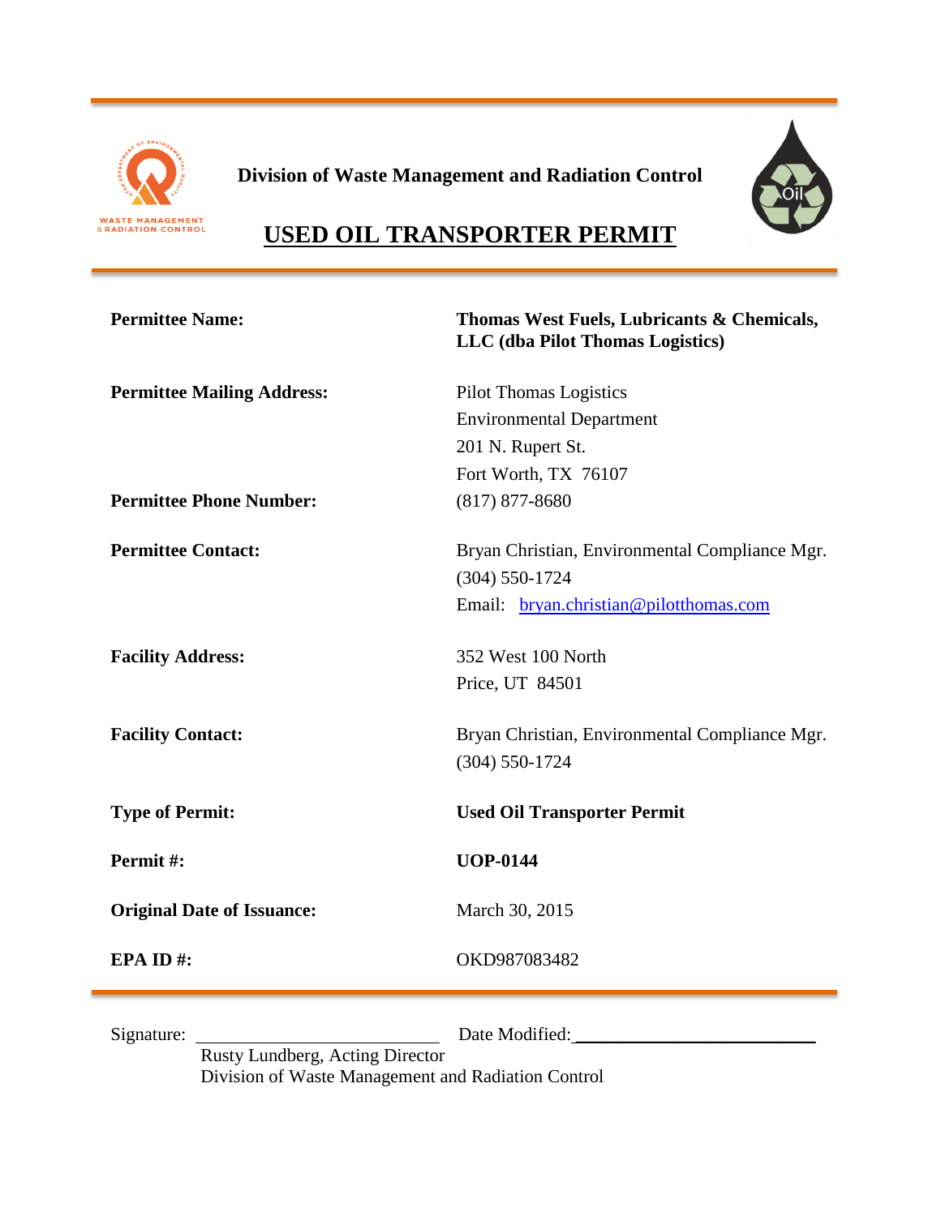**Division of Waste Management and Radiation Control**

# USED OIL TRANSPORTER PERMIT

| | |
|---|---|
| **Permittee Name:** | **Thomas West Fuels, Lubricants & Chemicals, LLC (dba Pilot Thomas Logistics)** |
| **Permittee Mailing Address:** | Pilot Thomas Logistics<br>Environmental Department<br>201 N. Rupert St.<br>Fort Worth, TX 76107 |
| **Permittee Phone Number:** | (817) 877-8680 |
| **Permittee Contact:** | Bryan Christian, Environmental Compliance Mgr.<br>(304) 550-1724<br>Email: bryan.christian@pilotthomas.com |
| **Facility Address:** | 352 West 100 North<br>Price, UT 84501 |
| **Facility Contact:** | Bryan Christian, Environmental Compliance Mgr.<br>(304) 550-1724 |
| **Type of Permit:** | **Used Oil Transporter Permit** |
| **Permit #:** | **UOP-0144** |
| **Original Date of Issuance:** | March 30, 2015 |
| **EPA ID #:** | OKD987083482 |

Signature: ______________________ Date Modified: ______________________

Rusty Lundberg, Acting Director
Division of Waste Management and Radiation Control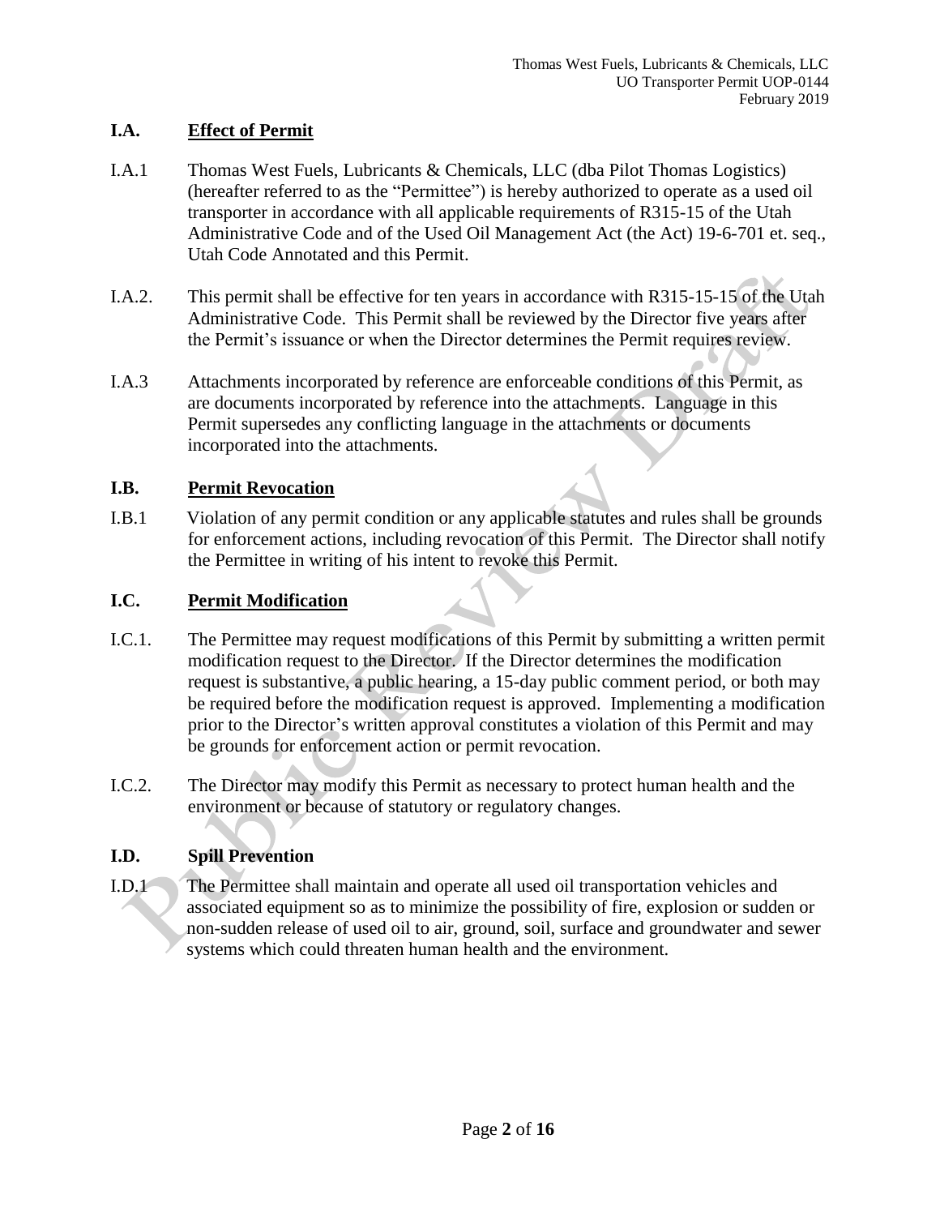### I.A. Effect of Permit

I.A.1 Thomas West Fuels, Lubricants & Chemicals, LLC (dba Pilot Thomas Logistics) (hereafter referred to as the "Permittee") is hereby authorized to operate as a used oil transporter in accordance with all applicable requirements of R315-15 of the Utah Administrative Code and of the Used Oil Management Act (the Act) 19-6-701 et. seq., Utah Code Annotated and this Permit.

I.A.2. This permit shall be effective for ten years in accordance with R315-15-15 of the Utah Administrative Code. This Permit shall be reviewed by the Director five years after the Permit's issuance or when the Director determines the Permit requires review.

I.A.3 Attachments incorporated by reference are enforceable conditions of this Permit, as are documents incorporated by reference into the attachments. Language in this Permit supersedes any conflicting language in the attachments or documents incorporated into the attachments.

### I.B. Permit Revocation

I.B.1 Violation of any permit condition or any applicable statutes and rules shall be grounds for enforcement actions, including revocation of this Permit. The Director shall notify the Permittee in writing of his intent to revoke this Permit.

### I.C. Permit Modification

I.C.1. The Permittee may request modifications of this Permit by submitting a written permit modification request to the Director. If the Director determines the modification request is substantive, a public hearing, a 15-day public comment period, or both may be required before the modification request is approved. Implementing a modification prior to the Director's written approval constitutes a violation of this Permit and may be grounds for enforcement action or permit revocation.

I.C.2. The Director may modify this Permit as necessary to protect human health and the environment or because of statutory or regulatory changes.

### I.D. Spill Prevention

I.D.1 The Permittee shall maintain and operate all used oil transportation vehicles and associated equipment so as to minimize the possibility of fire, explosion or sudden or non-sudden release of used oil to air, ground, soil, surface and groundwater and sewer systems which could threaten human health and the environment.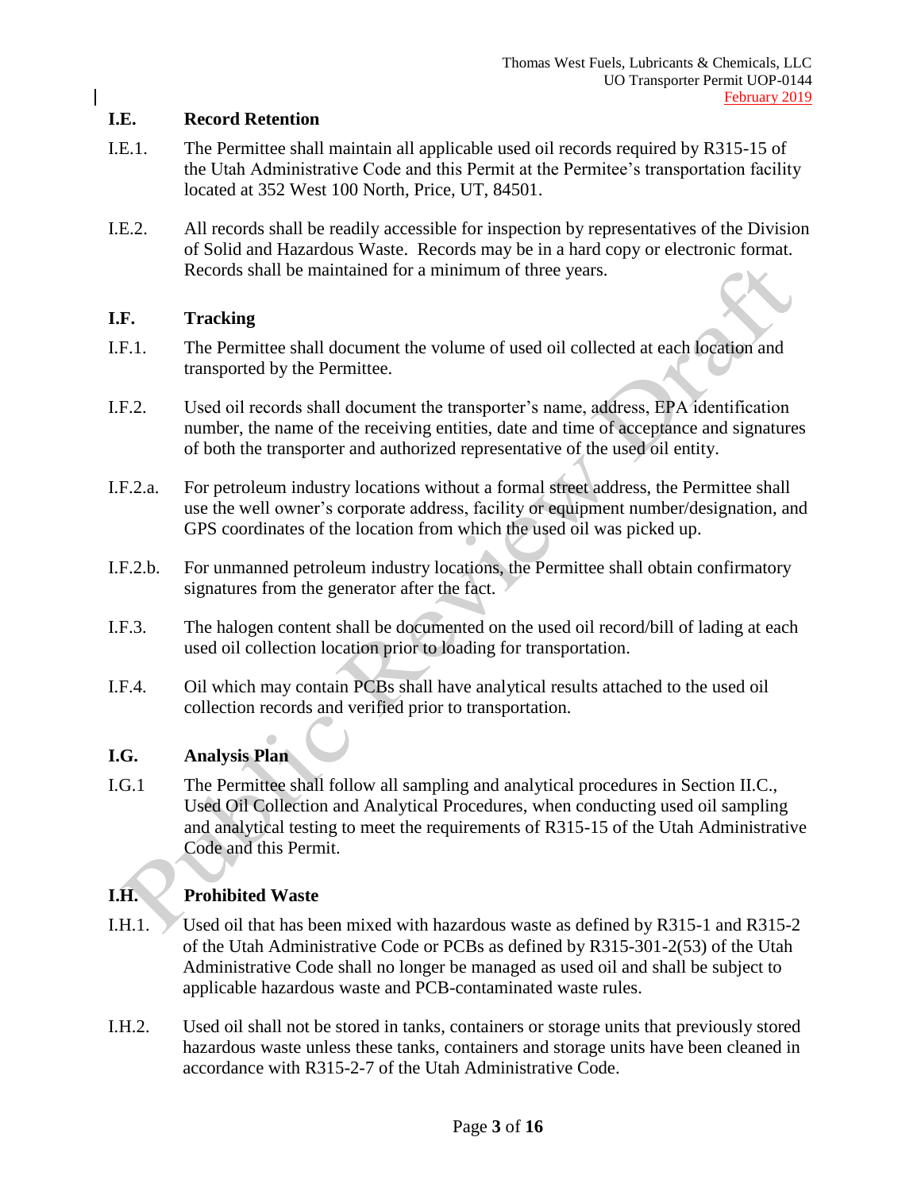## I.E. Record Retention

I.E.1. The Permittee shall maintain all applicable used oil records required by R315-15 of the Utah Administrative Code and this Permit at the Permitee's transportation facility located at 352 West 100 North, Price, UT, 84501.

I.E.2. All records shall be readily accessible for inspection by representatives of the Division of Solid and Hazardous Waste. Records may be in a hard copy or electronic format. Records shall be maintained for a minimum of three years.

## I.F. Tracking

I.F.1. The Permittee shall document the volume of used oil collected at each location and transported by the Permittee.

I.F.2. Used oil records shall document the transporter's name, address, EPA identification number, the name of the receiving entities, date and time of acceptance and signatures of both the transporter and authorized representative of the used oil entity.

I.F.2.a. For petroleum industry locations without a formal street address, the Permittee shall use the well owner's corporate address, facility or equipment number/designation, and GPS coordinates of the location from which the used oil was picked up.

I.F.2.b. For unmanned petroleum industry locations, the Permittee shall obtain confirmatory signatures from the generator after the fact.

I.F.3. The halogen content shall be documented on the used oil record/bill of lading at each used oil collection location prior to loading for transportation.

I.F.4. Oil which may contain PCBs shall have analytical results attached to the used oil collection records and verified prior to transportation.

## I.G. Analysis Plan

I.G.1 The Permittee shall follow all sampling and analytical procedures in Section II.C., Used Oil Collection and Analytical Procedures, when conducting used oil sampling and analytical testing to meet the requirements of R315-15 of the Utah Administrative Code and this Permit.

## I.H. Prohibited Waste

I.H.1. Used oil that has been mixed with hazardous waste as defined by R315-1 and R315-2 of the Utah Administrative Code or PCBs as defined by R315-301-2(53) of the Utah Administrative Code shall no longer be managed as used oil and shall be subject to applicable hazardous waste and PCB-contaminated waste rules.

I.H.2. Used oil shall not be stored in tanks, containers or storage units that previously stored hazardous waste unless these tanks, containers and storage units have been cleaned in accordance with R315-2-7 of the Utah Administrative Code.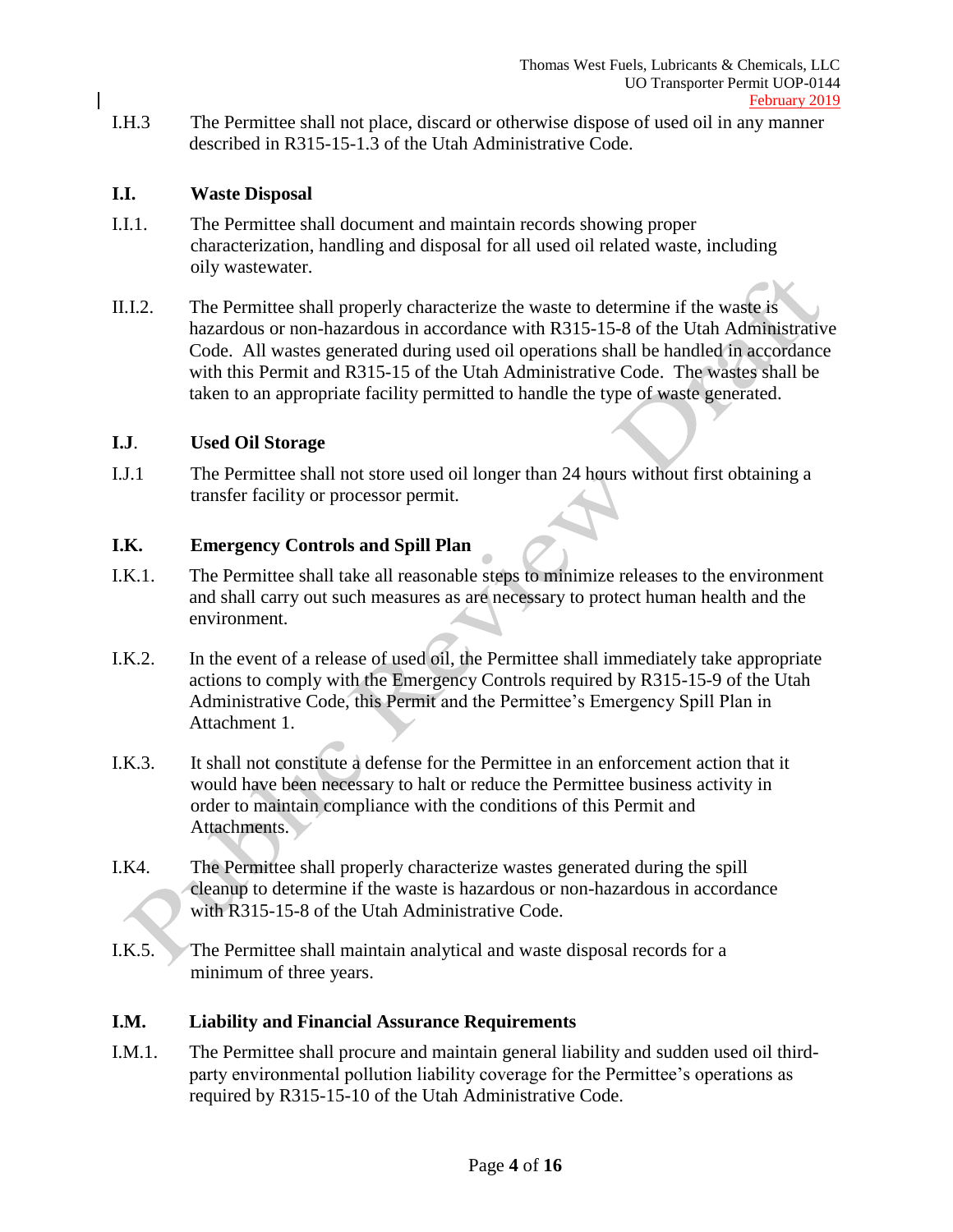I.H.3 The Permittee shall not place, discard or otherwise dispose of used oil in any manner described in R315-15-1.3 of the Utah Administrative Code.

### I.I. Waste Disposal

I.I.1. The Permittee shall document and maintain records showing proper characterization, handling and disposal for all used oil related waste, including oily wastewater.

II.I.2. The Permittee shall properly characterize the waste to determine if the waste is hazardous or non-hazardous in accordance with R315-15-8 of the Utah Administrative Code. All wastes generated during used oil operations shall be handled in accordance with this Permit and R315-15 of the Utah Administrative Code. The wastes shall be taken to an appropriate facility permitted to handle the type of waste generated.

### I.J. Used Oil Storage

I.J.1 The Permittee shall not store used oil longer than 24 hours without first obtaining a transfer facility or processor permit.

### I.K. Emergency Controls and Spill Plan

I.K.1. The Permittee shall take all reasonable steps to minimize releases to the environment and shall carry out such measures as are necessary to protect human health and the environment.

I.K.2. In the event of a release of used oil, the Permittee shall immediately take appropriate actions to comply with the Emergency Controls required by R315-15-9 of the Utah Administrative Code, this Permit and the Permittee's Emergency Spill Plan in Attachment 1.

I.K.3. It shall not constitute a defense for the Permittee in an enforcement action that it would have been necessary to halt or reduce the Permittee business activity in order to maintain compliance with the conditions of this Permit and Attachments.

I.K4. The Permittee shall properly characterize wastes generated during the spill cleanup to determine if the waste is hazardous or non-hazardous in accordance with R315-15-8 of the Utah Administrative Code.

I.K.5. The Permittee shall maintain analytical and waste disposal records for a minimum of three years.

### I.M. Liability and Financial Assurance Requirements

I.M.1. The Permittee shall procure and maintain general liability and sudden used oil third-party environmental pollution liability coverage for the Permittee's operations as required by R315-15-10 of the Utah Administrative Code.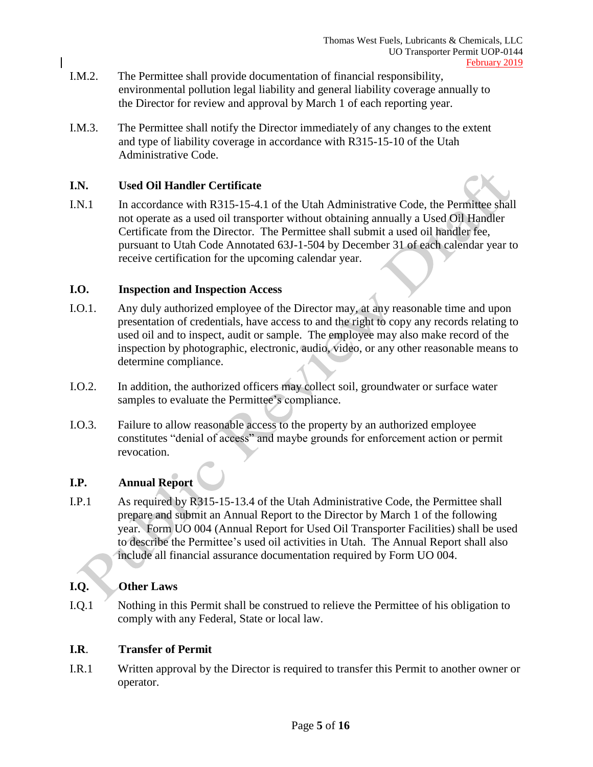I.M.2. The Permittee shall provide documentation of financial responsibility, environmental pollution legal liability and general liability coverage annually to the Director for review and approval by March 1 of each reporting year.

I.M.3. The Permittee shall notify the Director immediately of any changes to the extent and type of liability coverage in accordance with R315-15-10 of the Utah Administrative Code.

### I.N. Used Oil Handler Certificate

I.N.1 In accordance with R315-15-4.1 of the Utah Administrative Code, the Permittee shall not operate as a used oil transporter without obtaining annually a Used Oil Handler Certificate from the Director. The Permittee shall submit a used oil handler fee, pursuant to Utah Code Annotated 63J-1-504 by December 31 of each calendar year to receive certification for the upcoming calendar year.

### I.O. Inspection and Inspection Access

I.O.1. Any duly authorized employee of the Director may, at any reasonable time and upon presentation of credentials, have access to and the right to copy any records relating to used oil and to inspect, audit or sample. The employee may also make record of the inspection by photographic, electronic, audio, video, or any other reasonable means to determine compliance.

I.O.2. In addition, the authorized officers may collect soil, groundwater or surface water samples to evaluate the Permittee's compliance.

I.O.3. Failure to allow reasonable access to the property by an authorized employee constitutes "denial of access" and maybe grounds for enforcement action or permit revocation.

### I.P. Annual Report

I.P.1 As required by R315-15-13.4 of the Utah Administrative Code, the Permittee shall prepare and submit an Annual Report to the Director by March 1 of the following year. Form UO 004 (Annual Report for Used Oil Transporter Facilities) shall be used to describe the Permittee's used oil activities in Utah. The Annual Report shall also include all financial assurance documentation required by Form UO 004.

### I.Q. Other Laws

I.Q.1 Nothing in this Permit shall be construed to relieve the Permittee of his obligation to comply with any Federal, State or local law.

### I.R. Transfer of Permit

I.R.1 Written approval by the Director is required to transfer this Permit to another owner or operator.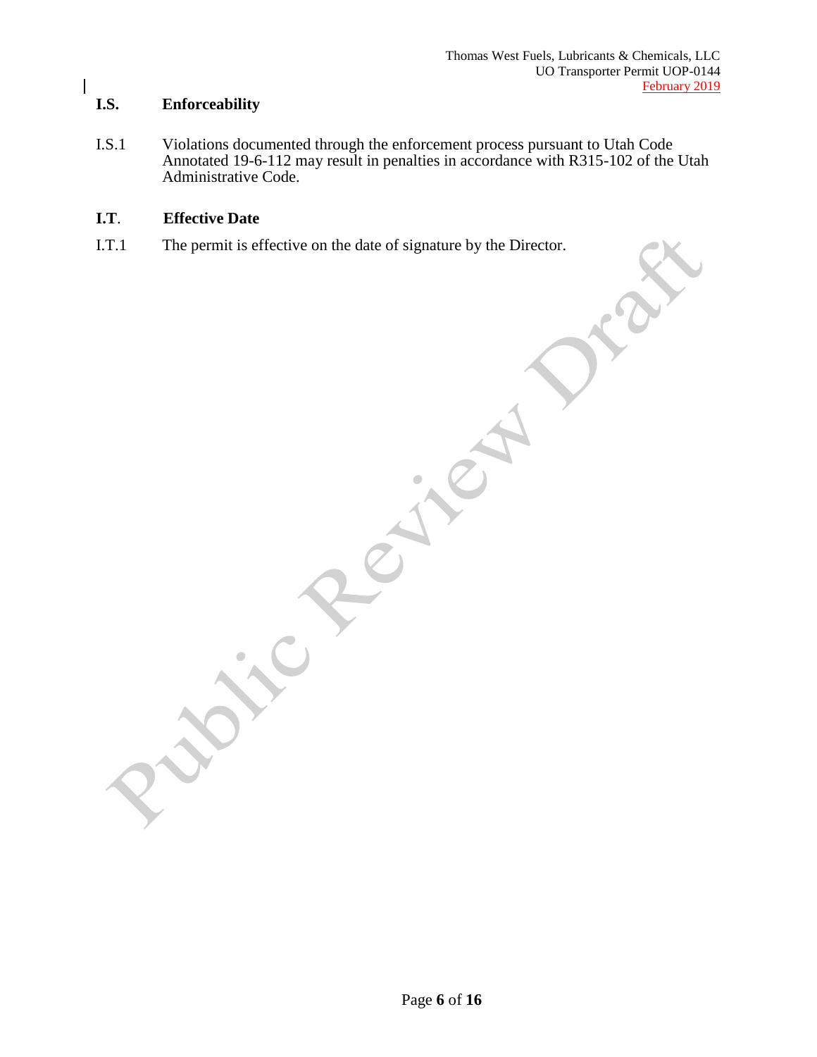## I.S. Enforceability

I.S.1 Violations documented through the enforcement process pursuant to Utah Code Annotated 19-6-112 may result in penalties in accordance with R315-102 of the Utah Administrative Code.

## I.T. Effective Date

I.T.1 The permit is effective on the date of signature by the Director.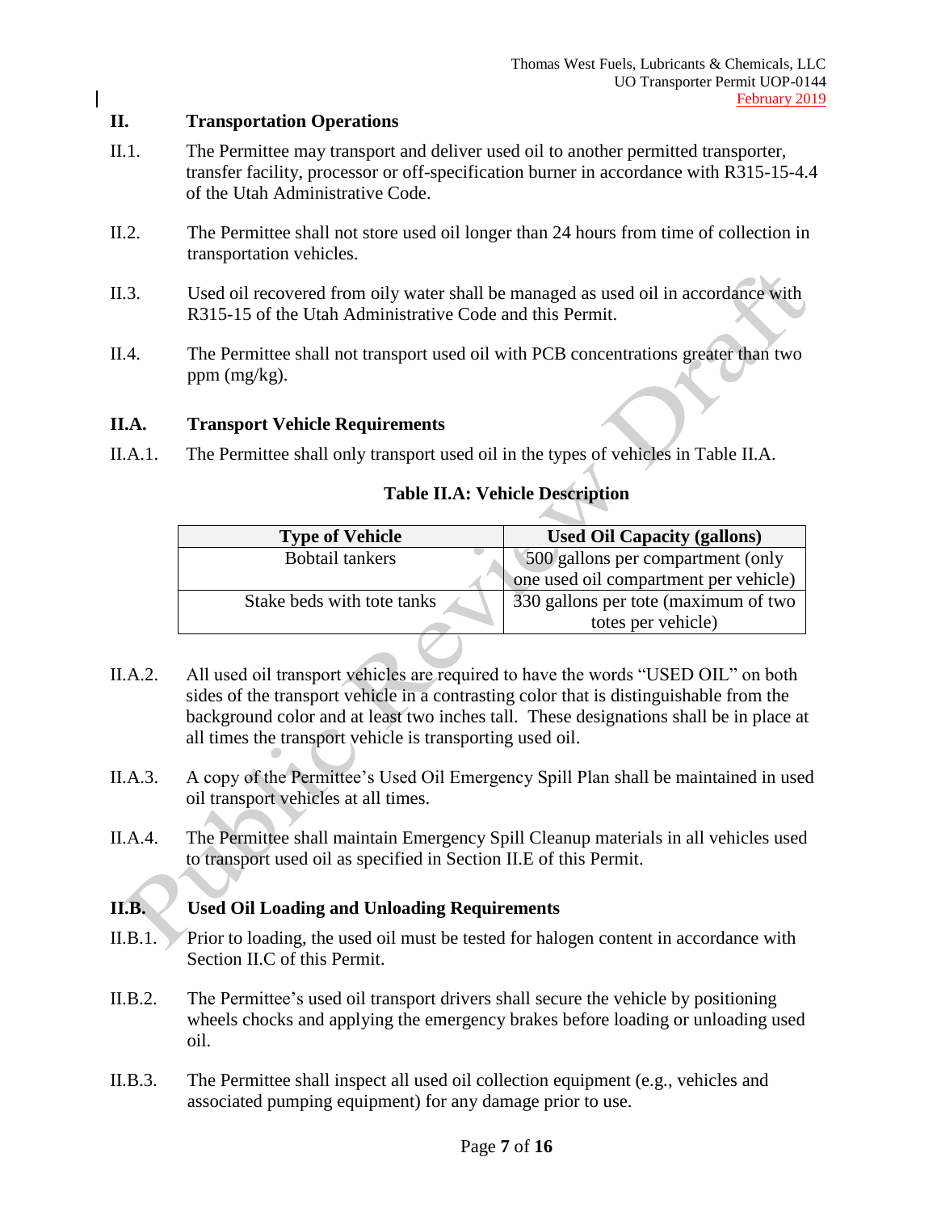## II. Transportation Operations

II.1. The Permittee may transport and deliver used oil to another permitted transporter, transfer facility, processor or off-specification burner in accordance with R315-15-4.4 of the Utah Administrative Code.

II.2. The Permittee shall not store used oil longer than 24 hours from time of collection in transportation vehicles.

II.3. Used oil recovered from oily water shall be managed as used oil in accordance with R315-15 of the Utah Administrative Code and this Permit.

II.4. The Permittee shall not transport used oil with PCB concentrations greater than two ppm (mg/kg).

### II.A. Transport Vehicle Requirements

II.A.1. The Permittee shall only transport used oil in the types of vehicles in Table II.A.

**Table II.A: Vehicle Description**

| Type of Vehicle | Used Oil Capacity (gallons) |
|---|---|
| Bobtail tankers | 500 gallons per compartment (only one used oil compartment per vehicle) |
| Stake beds with tote tanks | 330 gallons per tote (maximum of two totes per vehicle) |

II.A.2. All used oil transport vehicles are required to have the words "USED OIL" on both sides of the transport vehicle in a contrasting color that is distinguishable from the background color and at least two inches tall. These designations shall be in place at all times the transport vehicle is transporting used oil.

II.A.3. A copy of the Permittee's Used Oil Emergency Spill Plan shall be maintained in used oil transport vehicles at all times.

II.A.4. The Permittee shall maintain Emergency Spill Cleanup materials in all vehicles used to transport used oil as specified in Section II.E of this Permit.

### II.B. Used Oil Loading and Unloading Requirements

II.B.1. Prior to loading, the used oil must be tested for halogen content in accordance with Section II.C of this Permit.

II.B.2. The Permittee's used oil transport drivers shall secure the vehicle by positioning wheels chocks and applying the emergency brakes before loading or unloading used oil.

II.B.3. The Permittee shall inspect all used oil collection equipment (e.g., vehicles and associated pumping equipment) for any damage prior to use.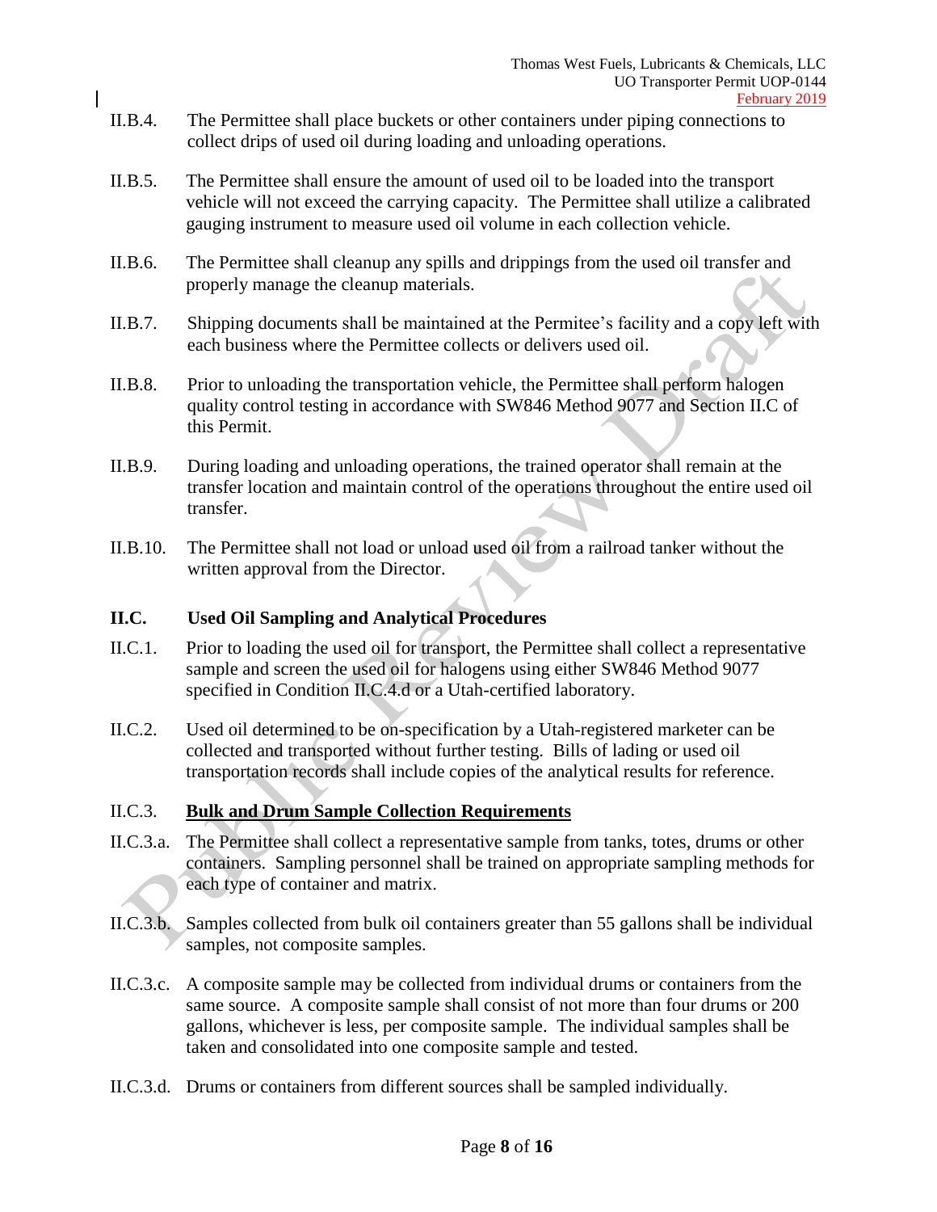II.B.4. The Permittee shall place buckets or other containers under piping connections to collect drips of used oil during loading and unloading operations.

II.B.5. The Permittee shall ensure the amount of used oil to be loaded into the transport vehicle will not exceed the carrying capacity. The Permittee shall utilize a calibrated gauging instrument to measure used oil volume in each collection vehicle.

II.B.6. The Permittee shall cleanup any spills and drippings from the used oil transfer and properly manage the cleanup materials.

II.B.7. Shipping documents shall be maintained at the Permitee's facility and a copy left with each business where the Permittee collects or delivers used oil.

II.B.8. Prior to unloading the transportation vehicle, the Permittee shall perform halogen quality control testing in accordance with SW846 Method 9077 and Section II.C of this Permit.

II.B.9. During loading and unloading operations, the trained operator shall remain at the transfer location and maintain control of the operations throughout the entire used oil transfer.

II.B.10. The Permittee shall not load or unload used oil from a railroad tanker without the written approval from the Director.

## II.C. Used Oil Sampling and Analytical Procedures

II.C.1. Prior to loading the used oil for transport, the Permittee shall collect a representative sample and screen the used oil for halogens using either SW846 Method 9077 specified in Condition II.C.4.d or a Utah-certified laboratory.

II.C.2. Used oil determined to be on-specification by a Utah-registered marketer can be collected and transported without further testing. Bills of lading or used oil transportation records shall include copies of the analytical results for reference.

II.C.3. **Bulk and Drum Sample Collection Requirements**

II.C.3.a. The Permittee shall collect a representative sample from tanks, totes, drums or other containers. Sampling personnel shall be trained on appropriate sampling methods for each type of container and matrix.

II.C.3.b. Samples collected from bulk oil containers greater than 55 gallons shall be individual samples, not composite samples.

II.C.3.c. A composite sample may be collected from individual drums or containers from the same source. A composite sample shall consist of not more than four drums or 200 gallons, whichever is less, per composite sample. The individual samples shall be taken and consolidated into one composite sample and tested.

II.C.3.d. Drums or containers from different sources shall be sampled individually.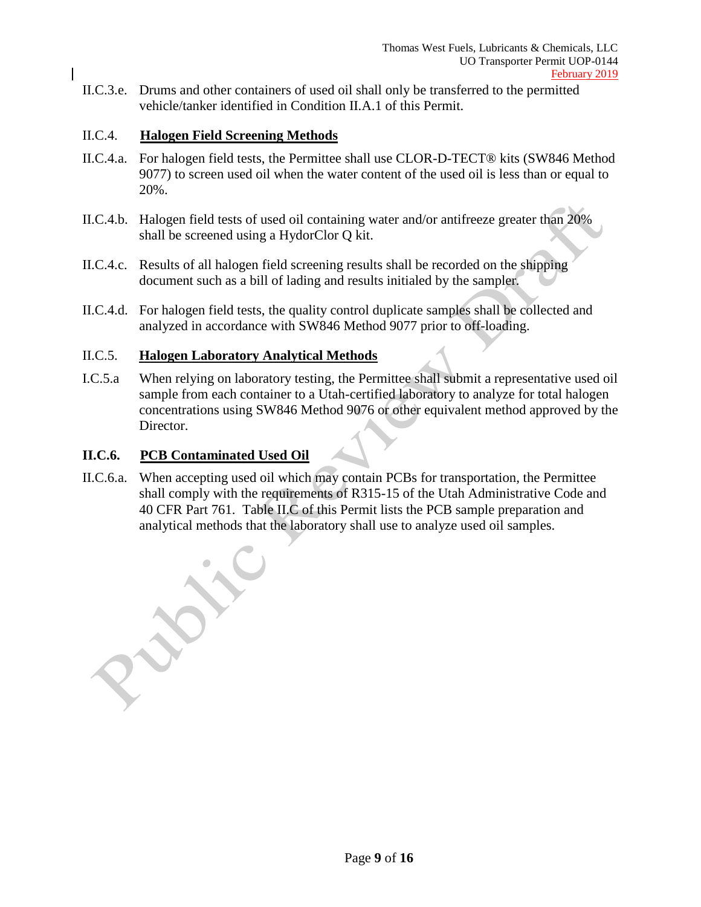II.C.3.e. Drums and other containers of used oil shall only be transferred to the permitted vehicle/tanker identified in Condition II.A.1 of this Permit.

II.C.4. **Halogen Field Screening Methods**

II.C.4.a. For halogen field tests, the Permittee shall use CLOR-D-TECT® kits (SW846 Method 9077) to screen used oil when the water content of the used oil is less than or equal to 20%.

II.C.4.b. Halogen field tests of used oil containing water and/or antifreeze greater than 20% shall be screened using a HydorClor Q kit.

II.C.4.c. Results of all halogen field screening results shall be recorded on the shipping document such as a bill of lading and results initialed by the sampler.

II.C.4.d. For halogen field tests, the quality control duplicate samples shall be collected and analyzed in accordance with SW846 Method 9077 prior to off-loading.

II.C.5. **Halogen Laboratory Analytical Methods**

I.C.5.a When relying on laboratory testing, the Permittee shall submit a representative used oil sample from each container to a Utah-certified laboratory to analyze for total halogen concentrations using SW846 Method 9076 or other equivalent method approved by the Director.

**II.C.6. PCB Contaminated Used Oil**

II.C.6.a. When accepting used oil which may contain PCBs for transportation, the Permittee shall comply with the requirements of R315-15 of the Utah Administrative Code and 40 CFR Part 761. Table II.C of this Permit lists the PCB sample preparation and analytical methods that the laboratory shall use to analyze used oil samples.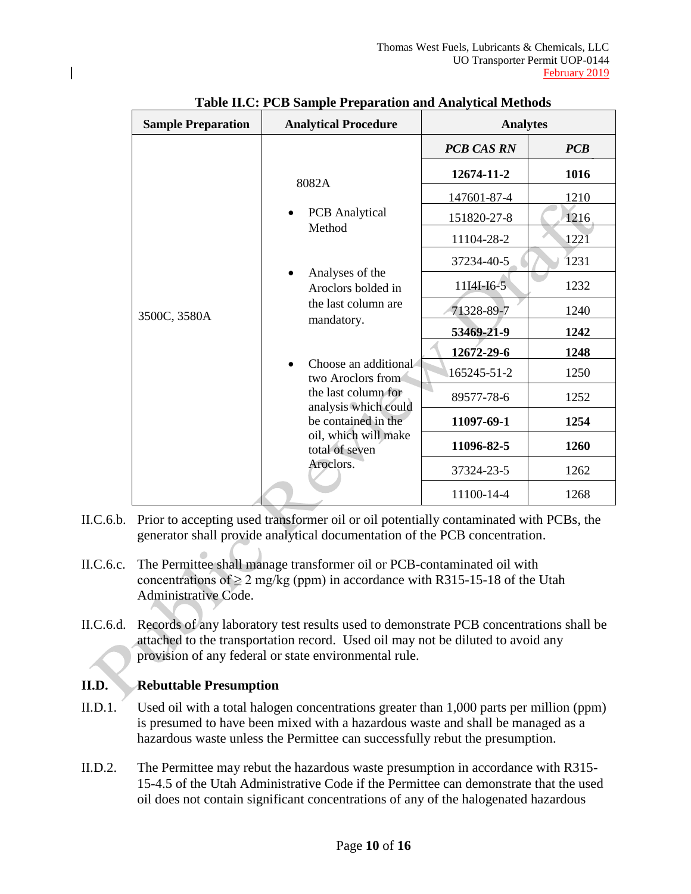**Table II.C: PCB Sample Preparation and Analytical Methods**

| Sample Preparation | Analytical Procedure | Analytes | |
|---|---|---|---|
| | | *PCB CAS RN* | *PCB* |
| 3500C, 3580A | 8082A<br>• PCB Analytical Method<br>• Analyses of the Aroclors bolded in the last column are mandatory.<br>• Choose an additional two Aroclors from the last column for analysis which could be contained in the oil, which will make total of seven Aroclors. | **12674-11-2** | **1016** |
| | | 147601-87-4 | 1210 |
| | | 151820-27-8 | 1216 |
| | | 11104-28-2 | 1221 |
| | | 37234-40-5 | 1231 |
| | | 11I4I-I6-5 | 1232 |
| | | 71328-89-7 | 1240 |
| | | **53469-21-9** | **1242** |
| | | **12672-29-6** | **1248** |
| | | 165245-51-2 | 1250 |
| | | 89577-78-6 | 1252 |
| | | **11097-69-1** | **1254** |
| | | **11096-82-5** | **1260** |
| | | 37324-23-5 | 1262 |
| | | 11100-14-4 | 1268 |

II.C.6.b. Prior to accepting used transformer oil or oil potentially contaminated with PCBs, the generator shall provide analytical documentation of the PCB concentration.

II.C.6.c. The Permittee shall manage transformer oil or PCB-contaminated oil with concentrations of ≥ 2 mg/kg (ppm) in accordance with R315-15-18 of the Utah Administrative Code.

II.C.6.d. Records of any laboratory test results used to demonstrate PCB concentrations shall be attached to the transportation record. Used oil may not be diluted to avoid any provision of any federal or state environmental rule.

## II.D. Rebuttable Presumption

II.D.1. Used oil with a total halogen concentrations greater than 1,000 parts per million (ppm) is presumed to have been mixed with a hazardous waste and shall be managed as a hazardous waste unless the Permittee can successfully rebut the presumption.

II.D.2. The Permittee may rebut the hazardous waste presumption in accordance with R315-15-4.5 of the Utah Administrative Code if the Permittee can demonstrate that the used oil does not contain significant concentrations of any of the halogenated hazardous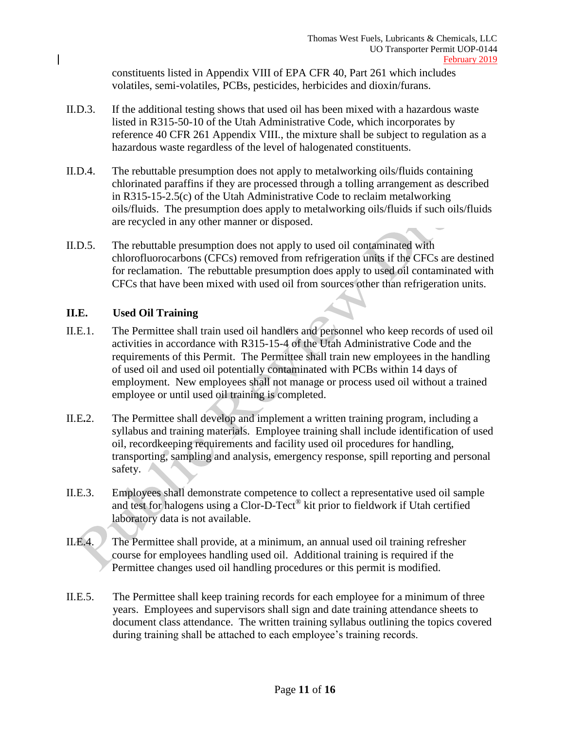constituents listed in Appendix VIII of EPA CFR 40, Part 261 which includes volatiles, semi-volatiles, PCBs, pesticides, herbicides and dioxin/furans.

II.D.3. If the additional testing shows that used oil has been mixed with a hazardous waste listed in R315-50-10 of the Utah Administrative Code, which incorporates by reference 40 CFR 261 Appendix VIII., the mixture shall be subject to regulation as a hazardous waste regardless of the level of halogenated constituents.

II.D.4. The rebuttable presumption does not apply to metalworking oils/fluids containing chlorinated paraffins if they are processed through a tolling arrangement as described in R315-15-2.5(c) of the Utah Administrative Code to reclaim metalworking oils/fluids. The presumption does apply to metalworking oils/fluids if such oils/fluids are recycled in any other manner or disposed.

II.D.5. The rebuttable presumption does not apply to used oil contaminated with chlorofluorocarbons (CFCs) removed from refrigeration units if the CFCs are destined for reclamation. The rebuttable presumption does apply to used oil contaminated with CFCs that have been mixed with used oil from sources other than refrigeration units.

### II.E. Used Oil Training

II.E.1. The Permittee shall train used oil handlers and personnel who keep records of used oil activities in accordance with R315-15-4 of the Utah Administrative Code and the requirements of this Permit. The Permittee shall train new employees in the handling of used oil and used oil potentially contaminated with PCBs within 14 days of employment. New employees shall not manage or process used oil without a trained employee or until used oil training is completed.

II.E.2. The Permittee shall develop and implement a written training program, including a syllabus and training materials. Employee training shall include identification of used oil, recordkeeping requirements and facility used oil procedures for handling, transporting, sampling and analysis, emergency response, spill reporting and personal safety.

II.E.3. Employees shall demonstrate competence to collect a representative used oil sample and test for halogens using a Clor-D-Tect® kit prior to fieldwork if Utah certified laboratory data is not available.

II.E.4. The Permittee shall provide, at a minimum, an annual used oil training refresher course for employees handling used oil. Additional training is required if the Permittee changes used oil handling procedures or this permit is modified.

II.E.5. The Permittee shall keep training records for each employee for a minimum of three years. Employees and supervisors shall sign and date training attendance sheets to document class attendance. The written training syllabus outlining the topics covered during training shall be attached to each employee's training records.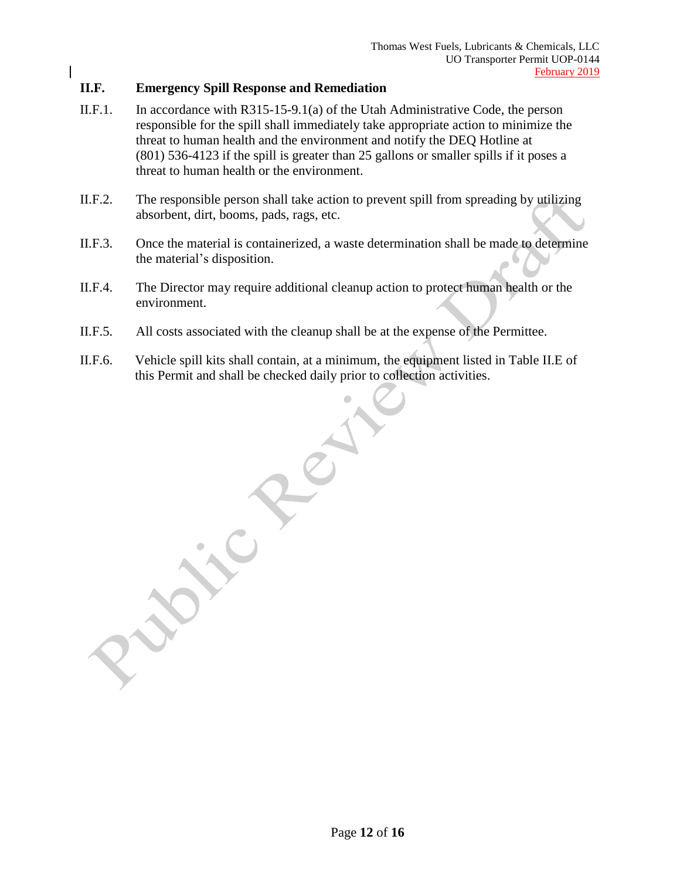## II.F. Emergency Spill Response and Remediation

II.F.1. In accordance with R315-15-9.1(a) of the Utah Administrative Code, the person responsible for the spill shall immediately take appropriate action to minimize the threat to human health and the environment and notify the DEQ Hotline at (801) 536-4123 if the spill is greater than 25 gallons or smaller spills if it poses a threat to human health or the environment.

II.F.2. The responsible person shall take action to prevent spill from spreading by utilizing absorbent, dirt, booms, pads, rags, etc.

II.F.3. Once the material is containerized, a waste determination shall be made to determine the material's disposition.

II.F.4. The Director may require additional cleanup action to protect human health or the environment.

II.F.5. All costs associated with the cleanup shall be at the expense of the Permittee.

II.F.6. Vehicle spill kits shall contain, at a minimum, the equipment listed in Table II.E of this Permit and shall be checked daily prior to collection activities.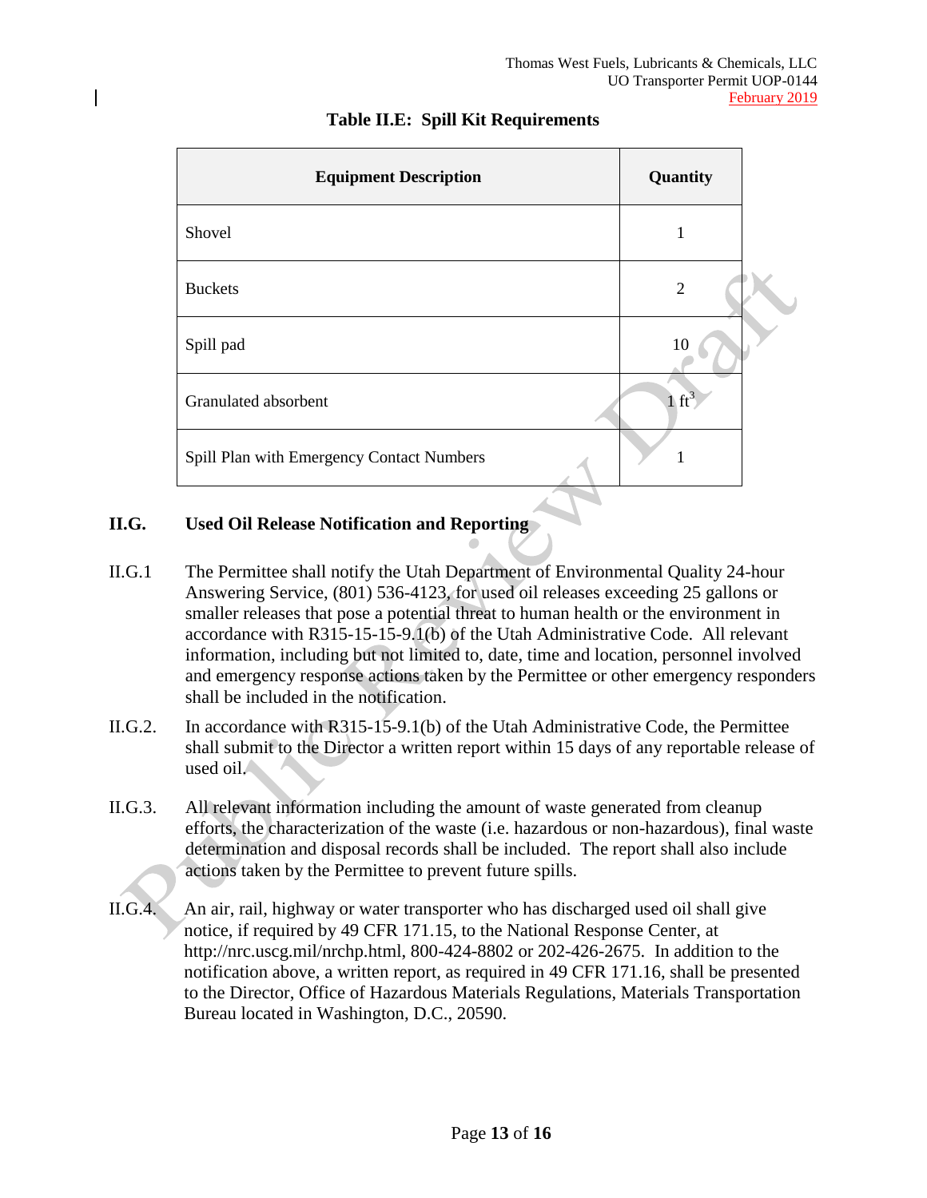**Table II.E: Spill Kit Requirements**

| Equipment Description | Quantity |
|---|---|
| Shovel | 1 |
| Buckets | 2 |
| Spill pad | 10 |
| Granulated absorbent | 1 $ft^3$ |
| Spill Plan with Emergency Contact Numbers | 1 |

## II.G. Used Oil Release Notification and Reporting

II.G.1 The Permittee shall notify the Utah Department of Environmental Quality 24-hour Answering Service, (801) 536-4123, for used oil releases exceeding 25 gallons or smaller releases that pose a potential threat to human health or the environment in accordance with R315-15-15-9.1(b) of the Utah Administrative Code. All relevant information, including but not limited to, date, time and location, personnel involved and emergency response actions taken by the Permittee or other emergency responders shall be included in the notification.

II.G.2. In accordance with R315-15-9.1(b) of the Utah Administrative Code, the Permittee shall submit to the Director a written report within 15 days of any reportable release of used oil.

II.G.3. All relevant information including the amount of waste generated from cleanup efforts, the characterization of the waste (i.e. hazardous or non-hazardous), final waste determination and disposal records shall be included. The report shall also include actions taken by the Permittee to prevent future spills.

II.G.4. An air, rail, highway or water transporter who has discharged used oil shall give notice, if required by 49 CFR 171.15, to the National Response Center, at http://nrc.uscg.mil/nrchp.html, 800-424-8802 or 202-426-2675. In addition to the notification above, a written report, as required in 49 CFR 171.16, shall be presented to the Director, Office of Hazardous Materials Regulations, Materials Transportation Bureau located in Washington, D.C., 20590.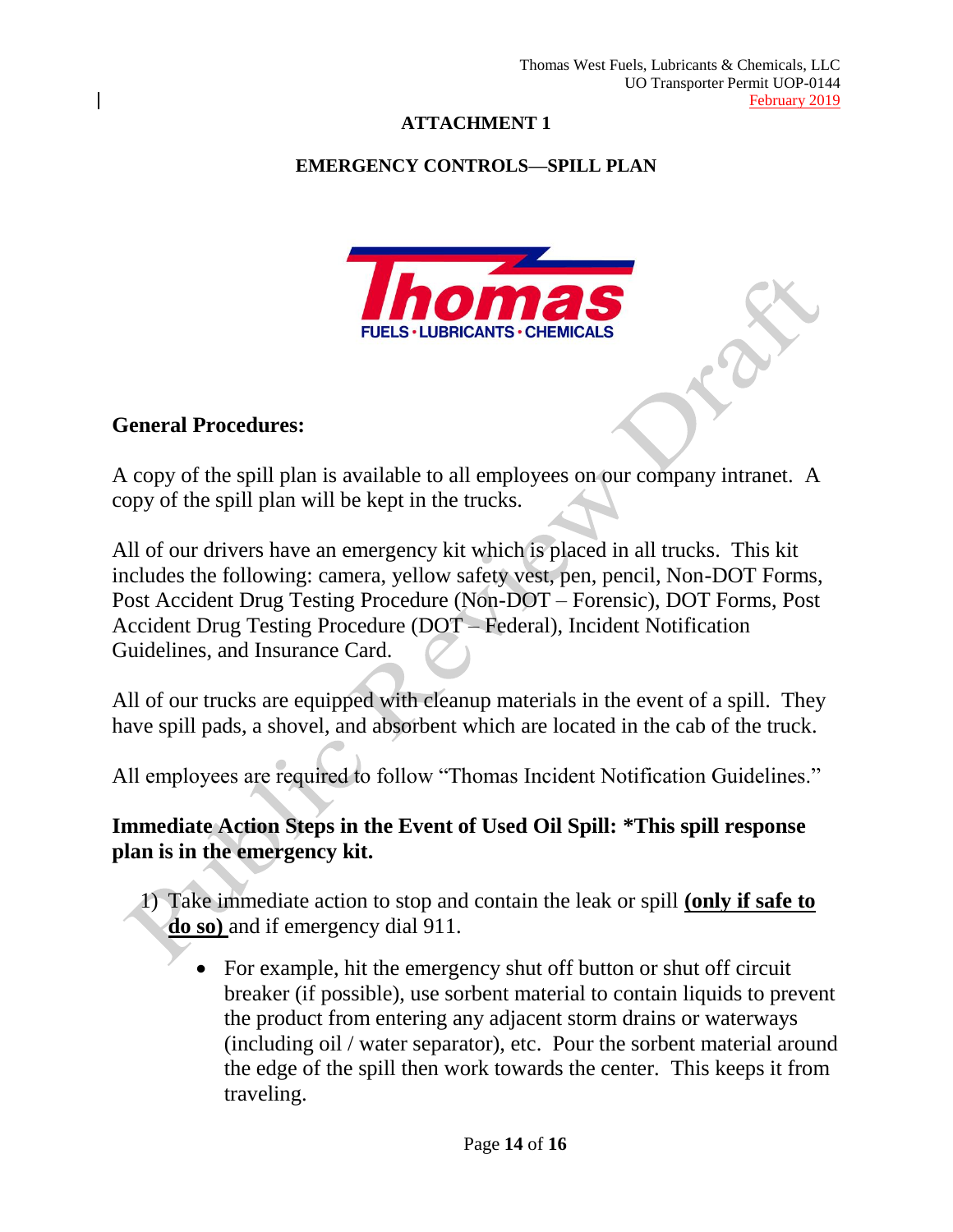## ATTACHMENT 1

## EMERGENCY CONTROLS—SPILL PLAN

### General Procedures:

A copy of the spill plan is available to all employees on our company intranet. A copy of the spill plan will be kept in the trucks.

All of our drivers have an emergency kit which is placed in all trucks. This kit includes the following: camera, yellow safety vest, pen, pencil, Non-DOT Forms, Post Accident Drug Testing Procedure (Non-DOT – Forensic), DOT Forms, Post Accident Drug Testing Procedure (DOT – Federal), Incident Notification Guidelines, and Insurance Card.

All of our trucks are equipped with cleanup materials in the event of a spill. They have spill pads, a shovel, and absorbent which are located in the cab of the truck.

All employees are required to follow "Thomas Incident Notification Guidelines."

### Immediate Action Steps in the Event of Used Oil Spill: *This spill response plan is in the emergency kit.

1) Take immediate action to stop and contain the leak or spill **<u>(only if safe to do so)</u>** and if emergency dial 911.

    - For example, hit the emergency shut off button or shut off circuit breaker (if possible), use sorbent material to contain liquids to prevent the product from entering any adjacent storm drains or waterways (including oil / water separator), etc. Pour the sorbent material around the edge of the spill then work towards the center. This keeps it from traveling.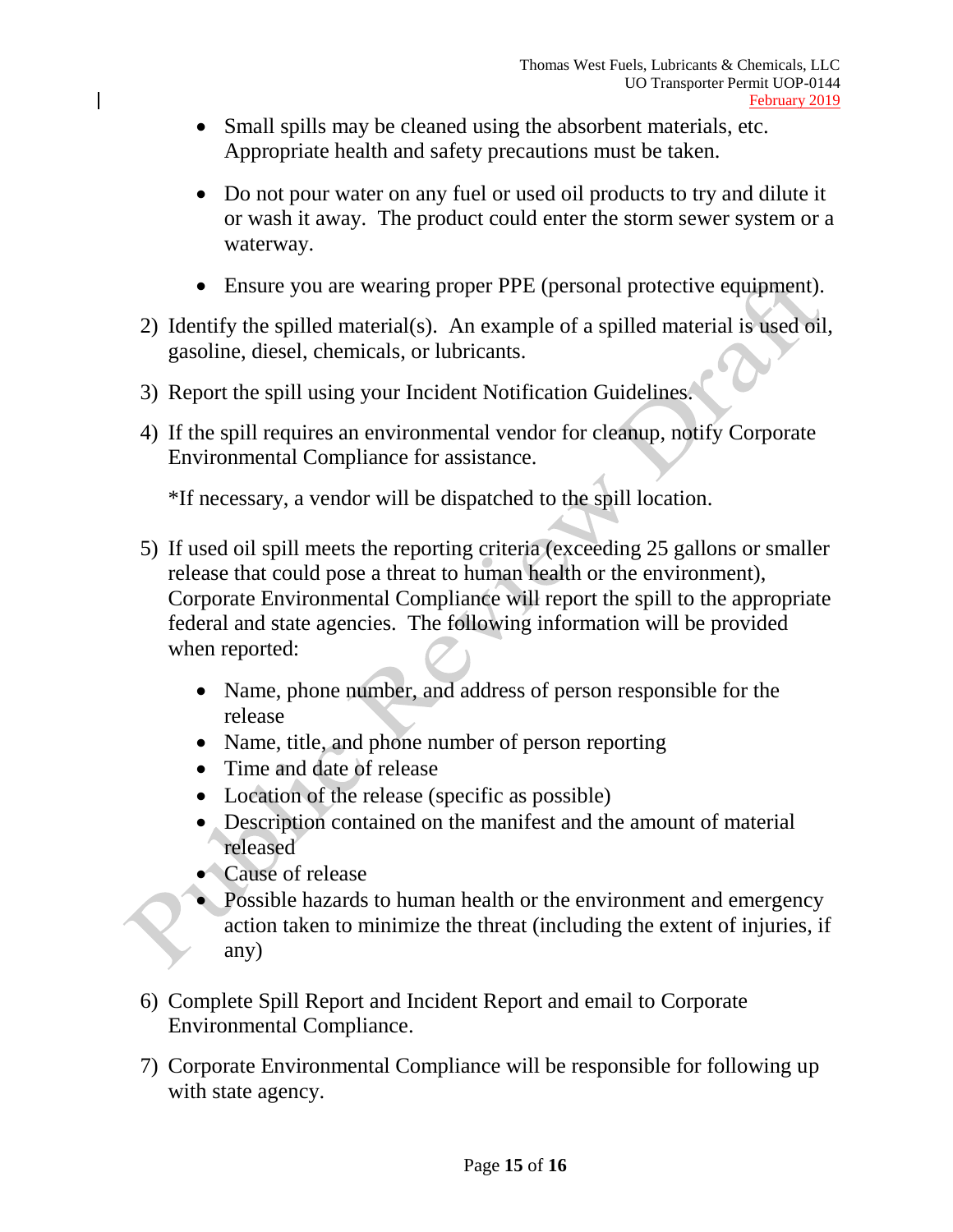- Small spills may be cleaned using the absorbent materials, etc. Appropriate health and safety precautions must be taken.

- Do not pour water on any fuel or used oil products to try and dilute it or wash it away. The product could enter the storm sewer system or a waterway.

- Ensure you are wearing proper PPE (personal protective equipment).

2) Identify the spilled material(s). An example of a spilled material is used oil, gasoline, diesel, chemicals, or lubricants.

3) Report the spill using your Incident Notification Guidelines.

4) If the spill requires an environmental vendor for cleanup, notify Corporate Environmental Compliance for assistance.

   *If necessary, a vendor will be dispatched to the spill location.

5) If used oil spill meets the reporting criteria (exceeding 25 gallons or smaller release that could pose a threat to human health or the environment), Corporate Environmental Compliance will report the spill to the appropriate federal and state agencies. The following information will be provided when reported:

   - Name, phone number, and address of person responsible for the release
   - Name, title, and phone number of person reporting
   - Time and date of release
   - Location of the release (specific as possible)
   - Description contained on the manifest and the amount of material released
   - Cause of release
   - Possible hazards to human health or the environment and emergency action taken to minimize the threat (including the extent of injuries, if any)

6) Complete Spill Report and Incident Report and email to Corporate Environmental Compliance.

7) Corporate Environmental Compliance will be responsible for following up with state agency.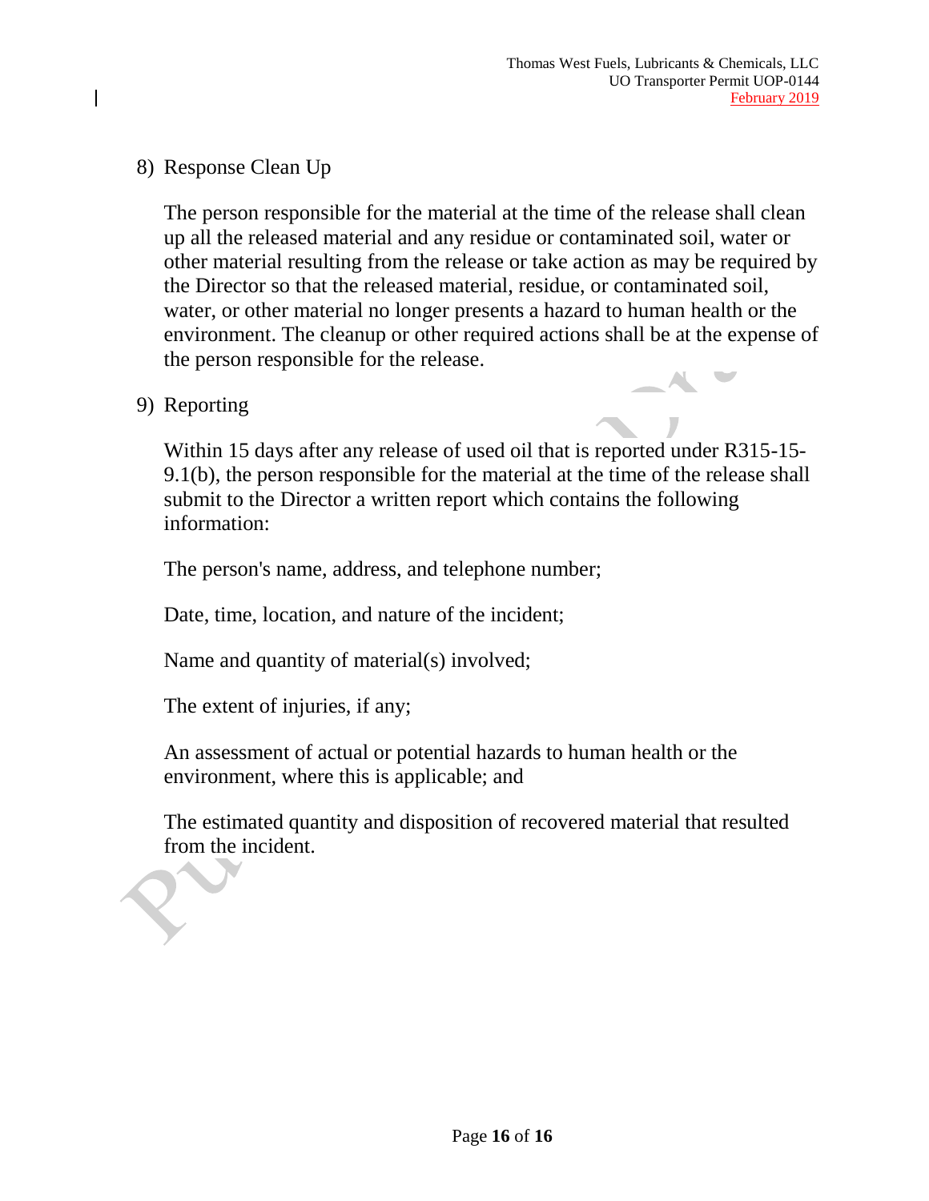8) Response Clean Up

   The person responsible for the material at the time of the release shall clean up all the released material and any residue or contaminated soil, water or other material resulting from the release or take action as may be required by the Director so that the released material, residue, or contaminated soil, water, or other material no longer presents a hazard to human health or the environment. The cleanup or other required actions shall be at the expense of the person responsible for the release.

9) Reporting

   Within 15 days after any release of used oil that is reported under R315-15-9.1(b), the person responsible for the material at the time of the release shall submit to the Director a written report which contains the following information:

   The person's name, address, and telephone number;

   Date, time, location, and nature of the incident;

   Name and quantity of material(s) involved;

   The extent of injuries, if any;

   An assessment of actual or potential hazards to human health or the environment, where this is applicable; and

   The estimated quantity and disposition of recovered material that resulted from the incident.